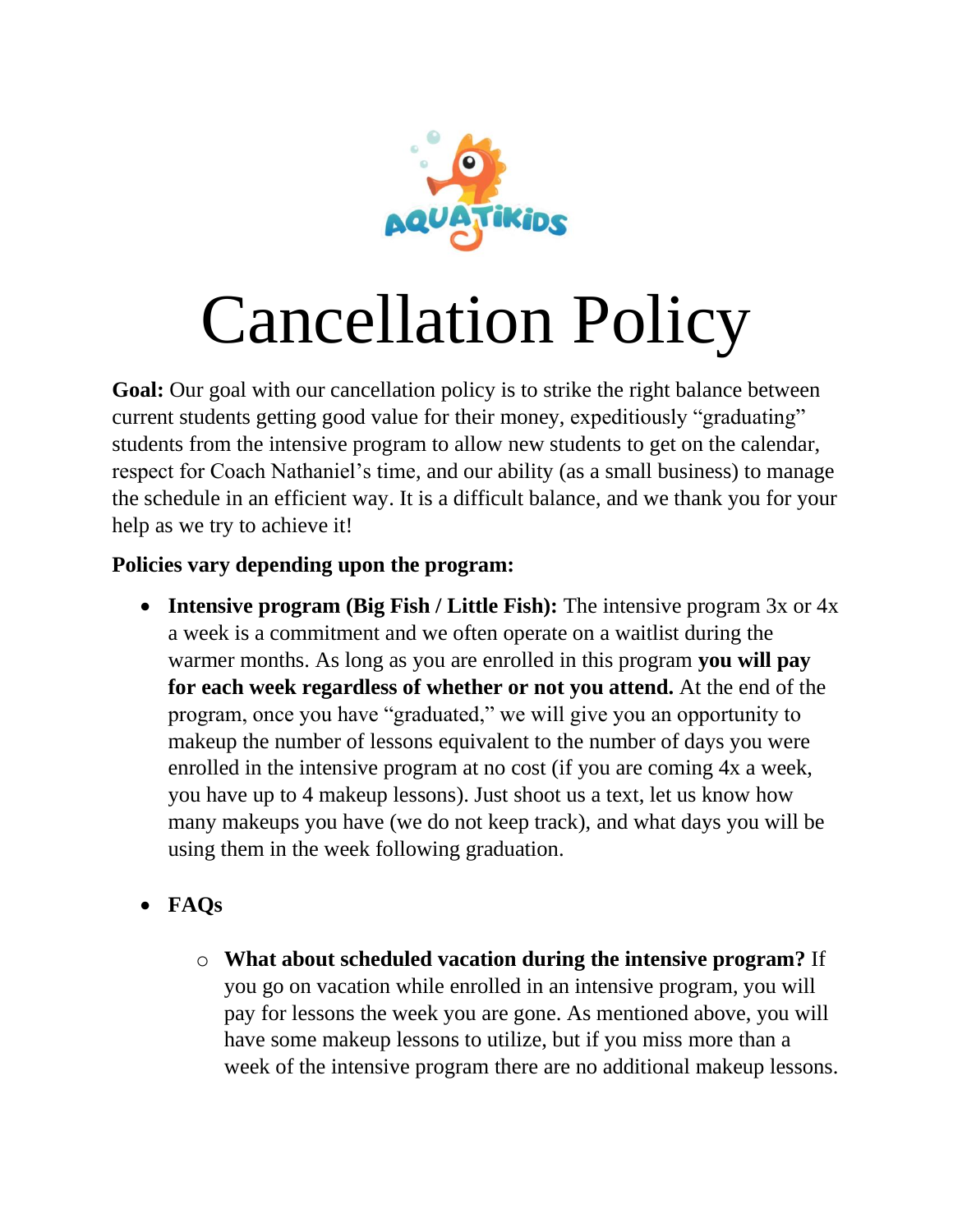# Cancellation Policy

**Goal:** Our goal with our cancellation policy is to strike the right balance between current students getting good value for their money, expeditiously "graduating" students from the intensive program to allow new students to get on the calendar, respect for Coach Nathaniel's time, and our ability (as a small business) to manage the schedule in an efficient way. It is a difficult balance, and we thank you for your help as we try to achieve it!

**Policies vary depending upon the program:**

- **Intensive program (Big Fish / Little Fish):** The intensive program 3x or 4x a week is a commitment and we often operate on a waitlist during the warmer months. As long as you are enrolled in this program **you will pay for each week regardless of whether or not you attend.** At the end of the program, once you have "graduated," we will give you an opportunity to makeup the number of lessons equivalent to the number of days you were enrolled in the intensive program at no cost (if you are coming 4x a week, you have up to 4 makeup lessons). Just shoot us a text, let us know how many makeups you have (we do not keep track), and what days you will be using them in the week following graduation.

- **FAQs**
  - **What about scheduled vacation during the intensive program?** If you go on vacation while enrolled in an intensive program, you will pay for lessons the week you are gone. As mentioned above, you will have some makeup lessons to utilize, but if you miss more than a week of the intensive program there are no additional makeup lessons.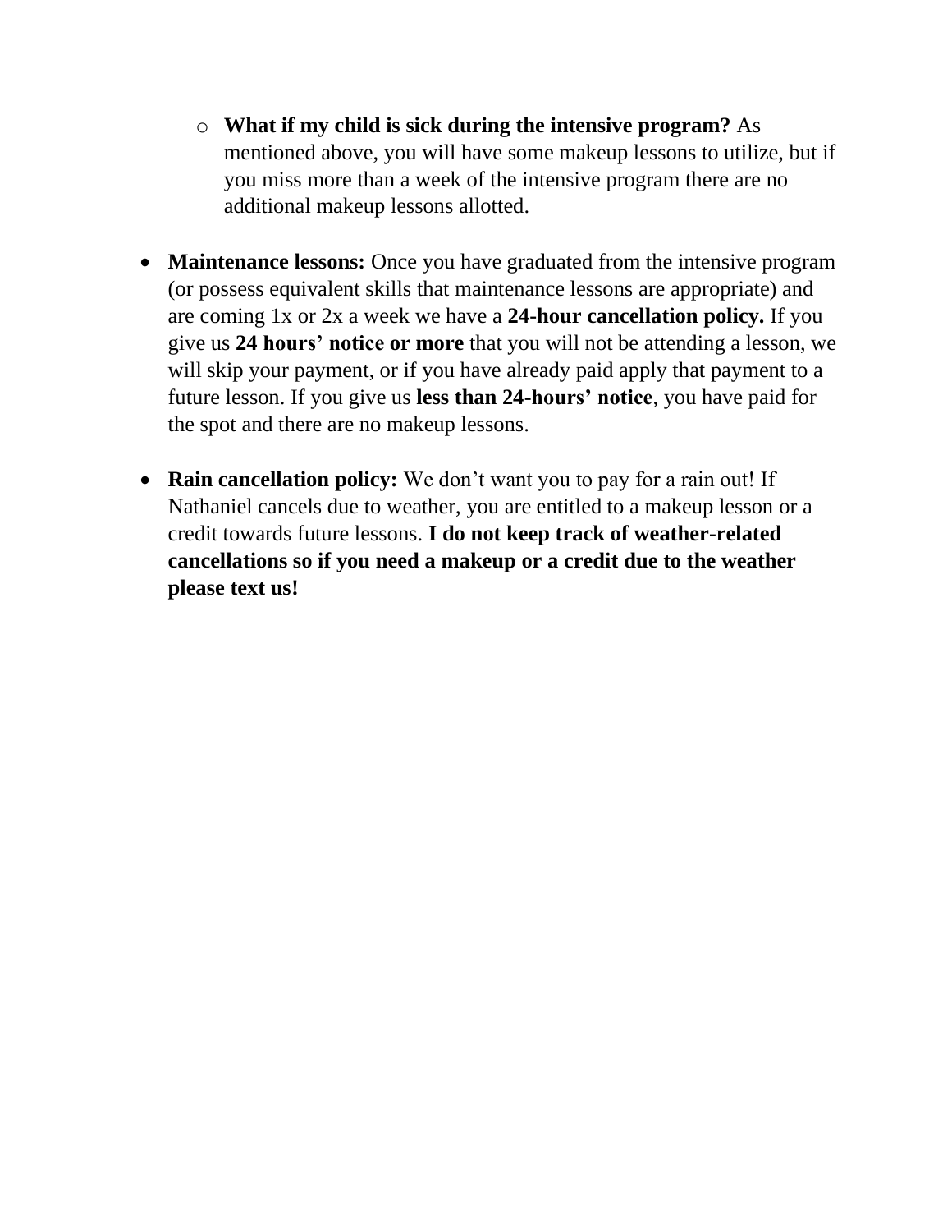- **What if my child is sick during the intensive program?** As mentioned above, you will have some makeup lessons to utilize, but if you miss more than a week of the intensive program there are no additional makeup lessons allotted.

- **Maintenance lessons:** Once you have graduated from the intensive program (or possess equivalent skills that maintenance lessons are appropriate) and are coming 1x or 2x a week we have a **24-hour cancellation policy.** If you give us **24 hours' notice or more** that you will not be attending a lesson, we will skip your payment, or if you have already paid apply that payment to a future lesson. If you give us **less than 24-hours' notice**, you have paid for the spot and there are no makeup lessons.

- **Rain cancellation policy:** We don't want you to pay for a rain out! If Nathaniel cancels due to weather, you are entitled to a makeup lesson or a credit towards future lessons. **I do not keep track of weather-related cancellations so if you need a makeup or a credit due to the weather please text us!**